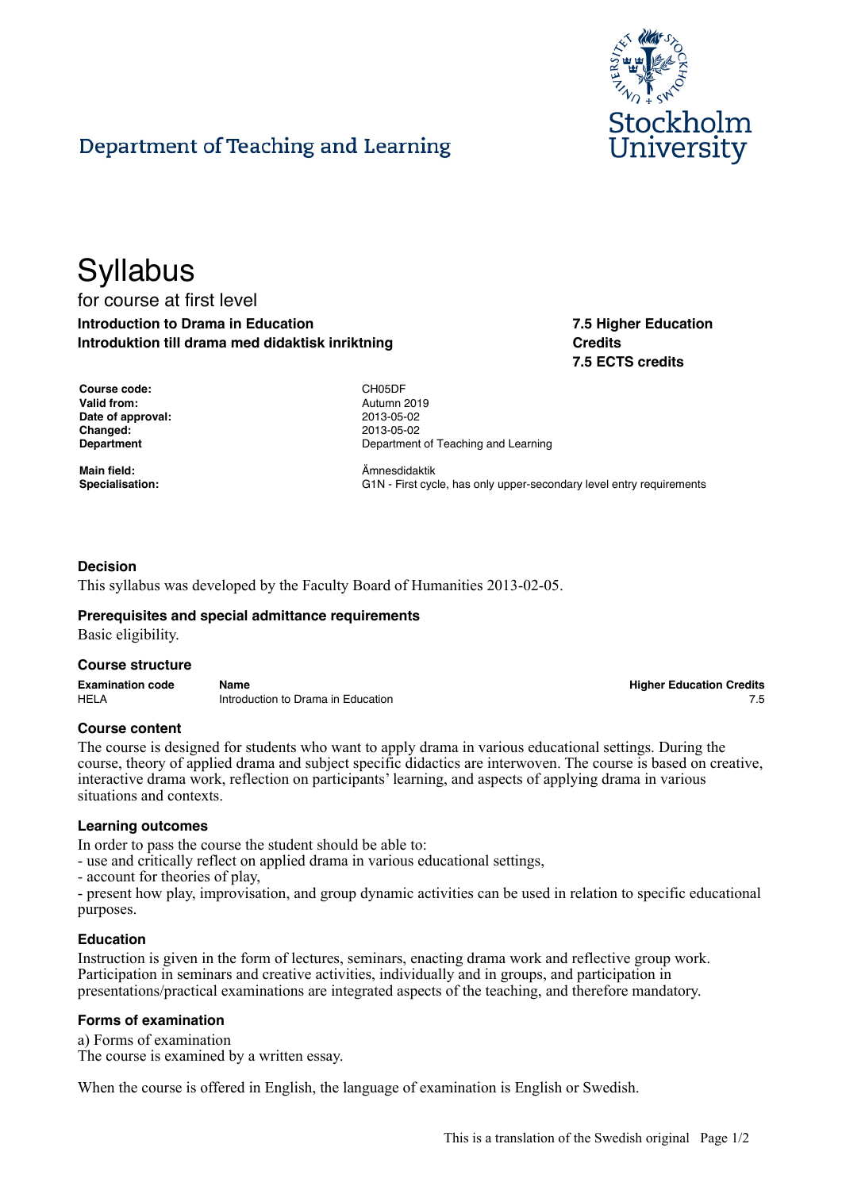# Department of Teaching and Learning

# Syllabus

for course at first level

**Introduction to Drama in Education**
**Introduktion till drama med didaktisk inriktning**

**7.5 Higher Education Credits**
**7.5 ECTS credits**

| | |
|---|---|
| **Course code:** | CH05DF |
| **Valid from:** | Autumn 2019 |
| **Date of approval:** | 2013-05-02 |
| **Changed:** | 2013-05-02 |
| **Department** | Department of Teaching and Learning |
| **Main field:** | Ämnesdidaktik |
| **Specialisation:** | G1N - First cycle, has only upper-secondary level entry requirements |

### Decision

This syllabus was developed by the Faculty Board of Humanities 2013-02-05.

### Prerequisites and special admittance requirements

Basic eligibility.

### Course structure

| Examination code | Name | Higher Education Credits |
|---|---|---|
| HELA | Introduction to Drama in Education | 7.5 |

### Course content

The course is designed for students who want to apply drama in various educational settings. During the course, theory of applied drama and subject specific didactics are interwoven. The course is based on creative, interactive drama work, reflection on participants' learning, and aspects of applying drama in various situations and contexts.

### Learning outcomes

In order to pass the course the student should be able to:
- use and critically reflect on applied drama in various educational settings,
- account for theories of play,
- present how play, improvisation, and group dynamic activities can be used in relation to specific educational purposes.

### Education

Instruction is given in the form of lectures, seminars, enacting drama work and reflective group work. Participation in seminars and creative activities, individually and in groups, and participation in presentations/practical examinations are integrated aspects of the teaching, and therefore mandatory.

### Forms of examination

a) Forms of examination
The course is examined by a written essay.

When the course is offered in English, the language of examination is English or Swedish.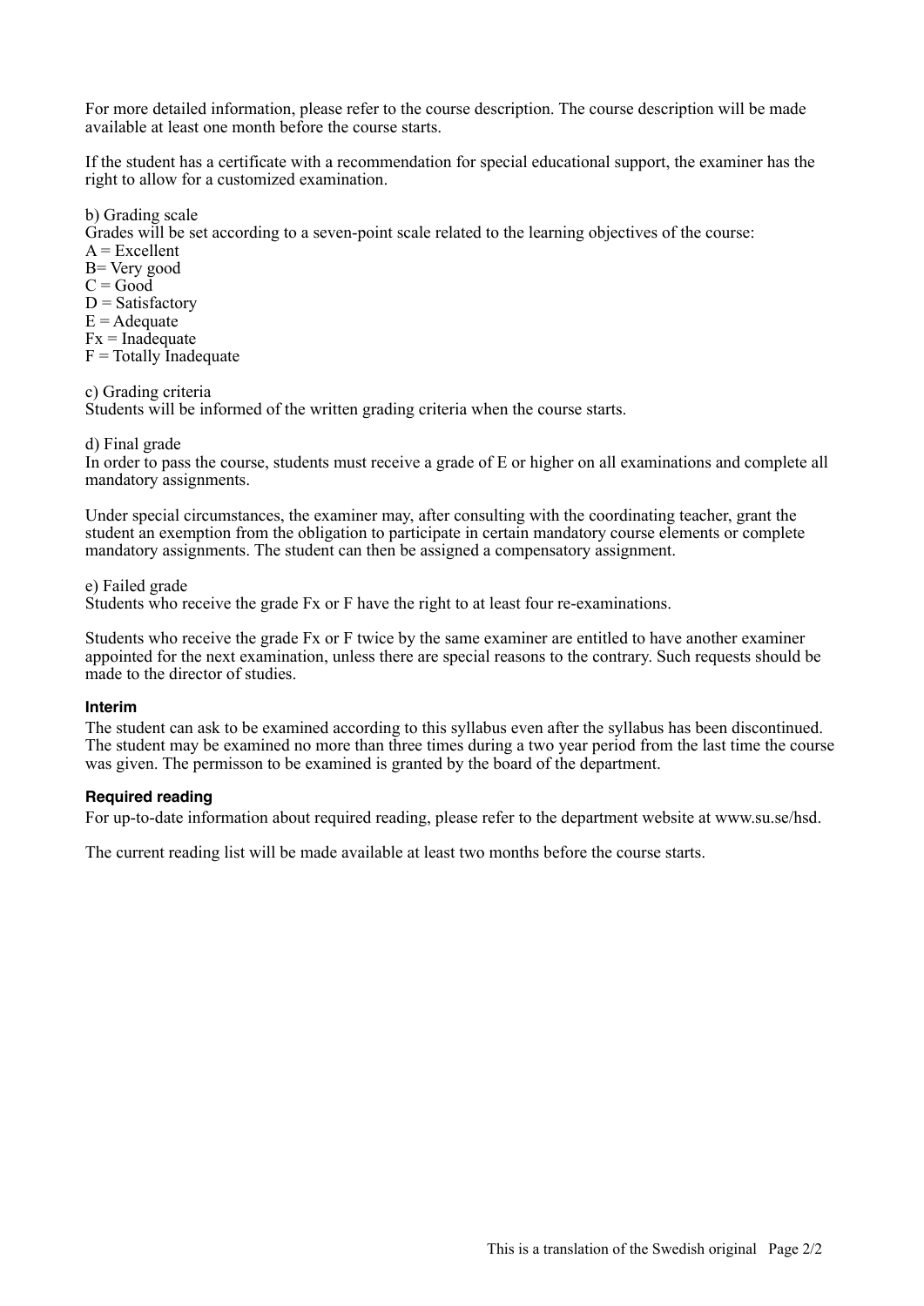For more detailed information, please refer to the course description. The course description will be made available at least one month before the course starts.

If the student has a certificate with a recommendation for special educational support, the examiner has the right to allow for a customized examination.

b) Grading scale
Grades will be set according to a seven-point scale related to the learning objectives of the course:
A = Excellent
B= Very good
C = Good
D = Satisfactory
E = Adequate
Fx = Inadequate
F = Totally Inadequate

c) Grading criteria
Students will be informed of the written grading criteria when the course starts.

d) Final grade
In order to pass the course, students must receive a grade of E or higher on all examinations and complete all mandatory assignments.

Under special circumstances, the examiner may, after consulting with the coordinating teacher, grant the student an exemption from the obligation to participate in certain mandatory course elements or complete mandatory assignments. The student can then be assigned a compensatory assignment.

e) Failed grade
Students who receive the grade Fx or F have the right to at least four re-examinations.

Students who receive the grade Fx or F twice by the same examiner are entitled to have another examiner appointed for the next examination, unless there are special reasons to the contrary. Such requests should be made to the director of studies.

#### Interim

The student can ask to be examined according to this syllabus even after the syllabus has been discontinued. The student may be examined no more than three times during a two year period from the last time the course was given. The permisson to be examined is granted by the board of the department.

#### Required reading

For up-to-date information about required reading, please refer to the department website at www.su.se/hsd.

The current reading list will be made available at least two months before the course starts.

This is a translation of the Swedish original